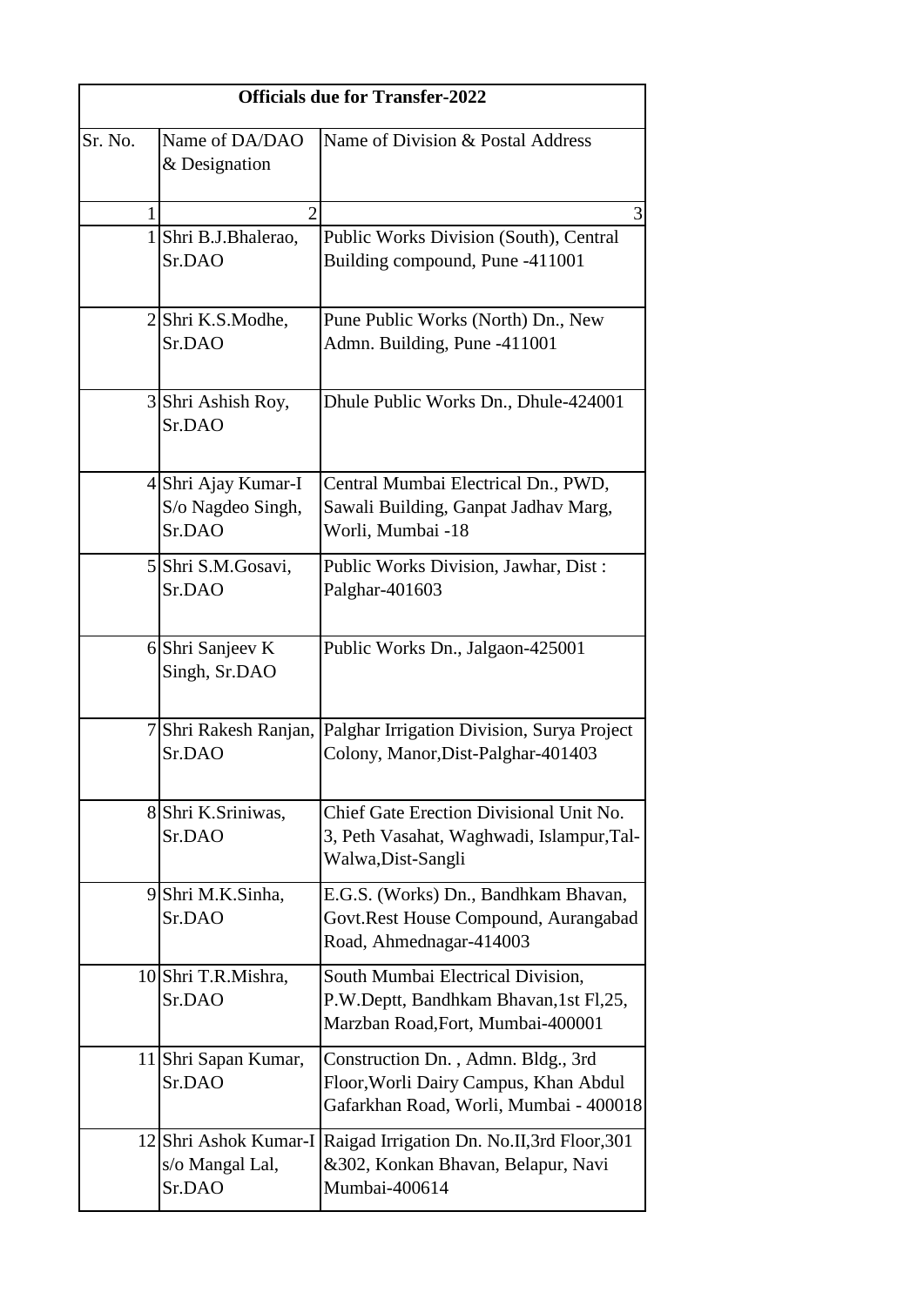**Officials due for Transfer-2022**

| Sr. No. | Name of DA/DAO & Designation | Name of Division & Postal Address |
|---|---|---|
| 1 | 2 | 3 |
| 1 | Shri B.J.Bhalerao, Sr.DAO | Public Works Division (South), Central Building compound, Pune -411001 |
| 2 | Shri K.S.Modhe, Sr.DAO | Pune Public Works (North) Dn., New Admn. Building, Pune -411001 |
| 3 | Shri Ashish Roy, Sr.DAO | Dhule Public Works Dn., Dhule-424001 |
| 4 | Shri Ajay Kumar-I S/o Nagdeo Singh, Sr.DAO | Central Mumbai Electrical Dn., PWD, Sawali Building, Ganpat Jadhav Marg, Worli, Mumbai -18 |
| 5 | Shri S.M.Gosavi, Sr.DAO | Public Works Division, Jawhar, Dist : Palghar-401603 |
| 6 | Shri Sanjeev K Singh, Sr.DAO | Public Works Dn., Jalgaon-425001 |
| 7 | Shri Rakesh Ranjan, Sr.DAO | Palghar Irrigation Division, Surya Project Colony, Manor,Dist-Palghar-401403 |
| 8 | Shri K.Sriniwas, Sr.DAO | Chief Gate Erection Divisional Unit No. 3, Peth Vasahat, Waghwadi, Islampur,Tal-Walwa,Dist-Sangli |
| 9 | Shri M.K.Sinha, Sr.DAO | E.G.S. (Works) Dn., Bandhkam Bhavan, Govt.Rest House Compound, Aurangabad Road, Ahmednagar-414003 |
| 10 | Shri T.R.Mishra, Sr.DAO | South Mumbai Electrical Division, P.W.Deptt, Bandhkam Bhavan,1st Fl,25, Marzban Road,Fort, Mumbai-400001 |
| 11 | Shri Sapan Kumar, Sr.DAO | Construction Dn. , Admn. Bldg., 3rd Floor,Worli Dairy Campus, Khan Abdul Gafarkhan Road, Worli, Mumbai - 400018 |
| 12 | Shri Ashok Kumar-I s/o Mangal Lal, Sr.DAO | Raigad Irrigation Dn. No.II,3rd Floor,301 &302, Konkan Bhavan, Belapur, Navi Mumbai-400614 |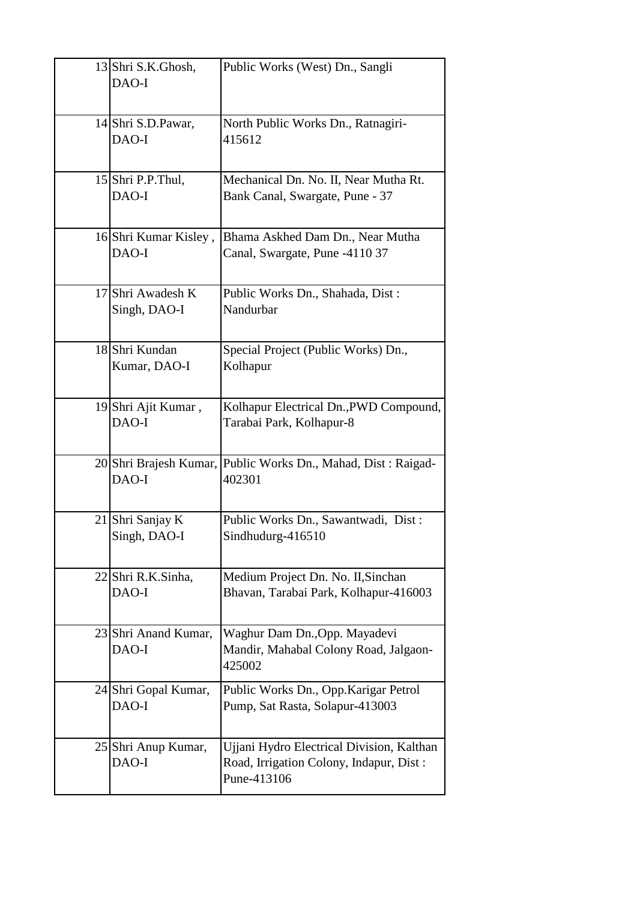| | | |
|---|---|---|
| 13 | Shri S.K.Ghosh, DAO-I | Public Works (West) Dn., Sangli |
| 14 | Shri S.D.Pawar, DAO-I | North Public Works Dn., Ratnagiri-415612 |
| 15 | Shri P.P.Thul, DAO-I | Mechanical Dn. No. II, Near Mutha Rt. Bank Canal, Swargate, Pune - 37 |
| 16 | Shri Kumar Kisley , DAO-I | Bhama Askhed Dam Dn., Near Mutha Canal, Swargate, Pune -4110 37 |
| 17 | Shri Awadesh K Singh, DAO-I | Public Works Dn., Shahada, Dist : Nandurbar |
| 18 | Shri Kundan Kumar, DAO-I | Special Project (Public Works) Dn., Kolhapur |
| 19 | Shri Ajit Kumar , DAO-I | Kolhapur Electrical Dn.,PWD Compound, Tarabai Park, Kolhapur-8 |
| 20 | Shri Brajesh Kumar, DAO-I | Public Works Dn., Mahad, Dist : Raigad-402301 |
| 21 | Shri Sanjay K Singh, DAO-I | Public Works Dn., Sawantwadi, Dist : Sindhudurg-416510 |
| 22 | Shri R.K.Sinha, DAO-I | Medium Project Dn. No. II,Sinchan Bhavan, Tarabai Park, Kolhapur-416003 |
| 23 | Shri Anand Kumar, DAO-I | Waghur Dam Dn.,Opp. Mayadevi Mandir, Mahabal Colony Road, Jalgaon-425002 |
| 24 | Shri Gopal Kumar, DAO-I | Public Works Dn., Opp.Karigar Petrol Pump, Sat Rasta, Solapur-413003 |
| 25 | Shri Anup Kumar, DAO-I | Ujjani Hydro Electrical Division, Kalthan Road, Irrigation Colony, Indapur, Dist : Pune-413106 |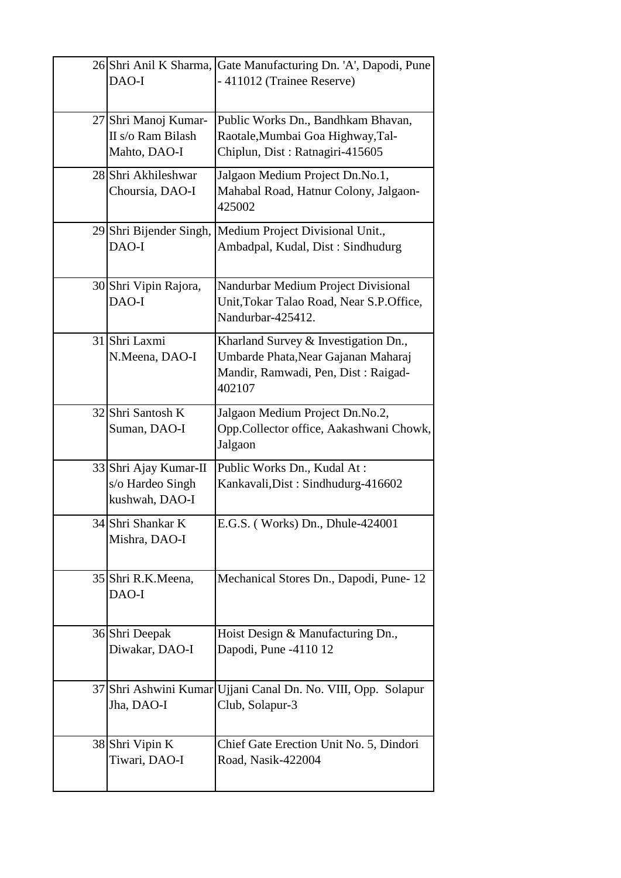| | | |
|---|---|---|
| 26 | Shri Anil K Sharma, DAO-I | Gate Manufacturing Dn. 'A', Dapodi, Pune - 411012 (Trainee Reserve) |
| 27 | Shri Manoj Kumar-II s/o Ram Bilash Mahto, DAO-I | Public Works Dn., Bandhkam Bhavan, Raotale,Mumbai Goa Highway,Tal-Chiplun, Dist : Ratnagiri-415605 |
| 28 | Shri Akhileshwar Choursia, DAO-I | Jalgaon Medium Project Dn.No.1, Mahabal Road, Hatnur Colony, Jalgaon-425002 |
| 29 | Shri Bijender Singh, DAO-I | Medium Project Divisional Unit., Ambadpal, Kudal, Dist : Sindhudurg |
| 30 | Shri Vipin Rajora, DAO-I | Nandurbar Medium Project Divisional Unit,Tokar Talao Road, Near S.P.Office, Nandurbar-425412. |
| 31 | Shri Laxmi N.Meena, DAO-I | Kharland Survey & Investigation Dn., Umbarde Phata,Near Gajanan Maharaj Mandir, Ramwadi, Pen, Dist : Raigad-402107 |
| 32 | Shri Santosh K Suman, DAO-I | Jalgaon Medium Project Dn.No.2, Opp.Collector office, Aakashwani Chowk, Jalgaon |
| 33 | Shri Ajay Kumar-II s/o Hardeo Singh kushwah, DAO-I | Public Works Dn., Kudal At : Kankavali,Dist : Sindhudurg-416602 |
| 34 | Shri Shankar K Mishra, DAO-I | E.G.S. ( Works) Dn., Dhule-424001 |
| 35 | Shri R.K.Meena, DAO-I | Mechanical Stores Dn., Dapodi, Pune- 12 |
| 36 | Shri Deepak Diwakar, DAO-I | Hoist Design & Manufacturing Dn., Dapodi, Pune -4110 12 |
| 37 | Shri Ashwini Kumar Jha, DAO-I | Ujjani Canal Dn. No. VIII, Opp. Solapur Club, Solapur-3 |
| 38 | Shri Vipin K Tiwari, DAO-I | Chief Gate Erection Unit No. 5, Dindori Road, Nasik-422004 |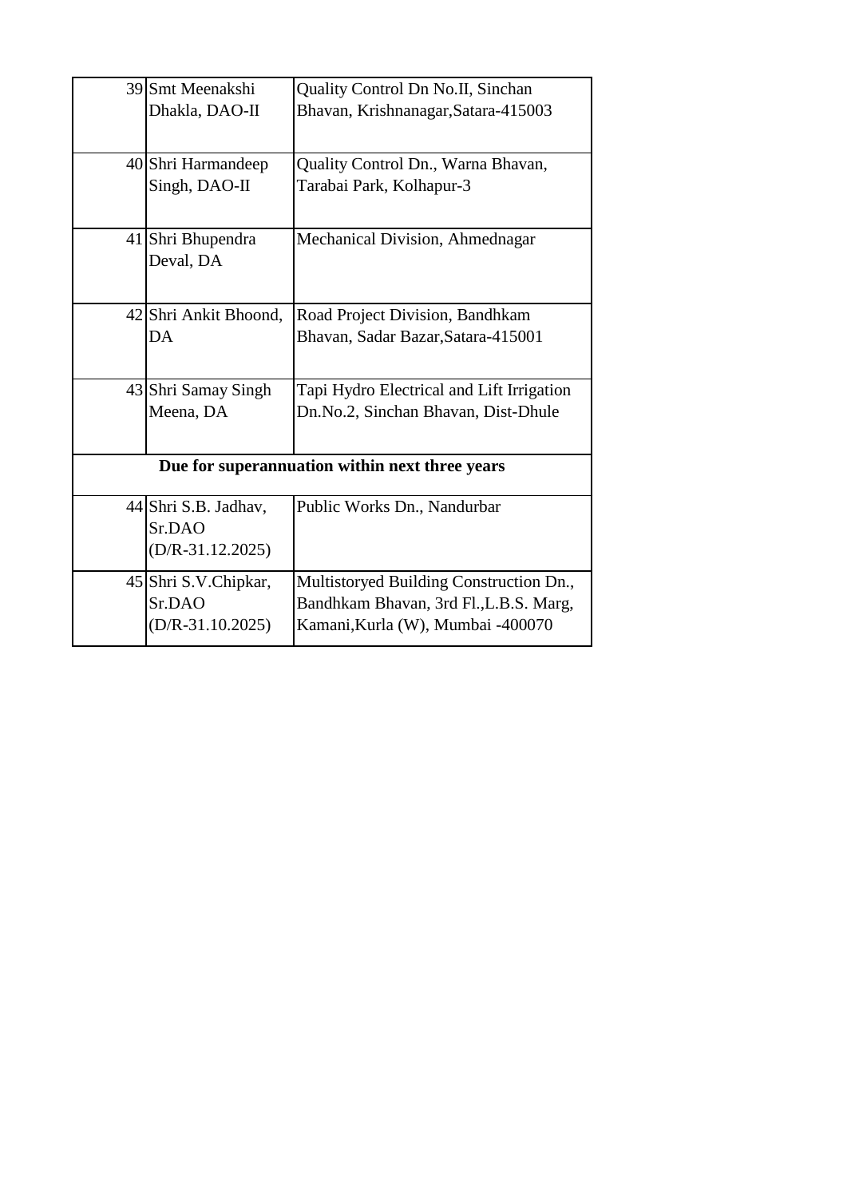| | | |
|---|---|---|
| 39 | Smt Meenakshi Dhakla, DAO-II | Quality Control Dn No.II, Sinchan Bhavan, Krishnanagar,Satara-415003 |
| 40 | Shri Harmandeep Singh, DAO-II | Quality Control Dn., Warna Bhavan, Tarabai Park, Kolhapur-3 |
| 41 | Shri Bhupendra Deval, DA | Mechanical Division, Ahmednagar |
| 42 | Shri Ankit Bhoond, DA | Road Project Division, Bandhkam Bhavan, Sadar Bazar,Satara-415001 |
| 43 | Shri Samay Singh Meena, DA | Tapi Hydro Electrical and Lift Irrigation Dn.No.2, Sinchan Bhavan, Dist-Dhule |
| **Due for superannuation within next three years** | | |
| 44 | Shri S.B. Jadhav, Sr.DAO (D/R-31.12.2025) | Public Works Dn., Nandurbar |
| 45 | Shri S.V.Chipkar, Sr.DAO (D/R-31.10.2025) | Multistoryed Building Construction Dn., Bandhkam Bhavan, 3rd Fl.,L.B.S. Marg, Kamani,Kurla (W), Mumbai -400070 |